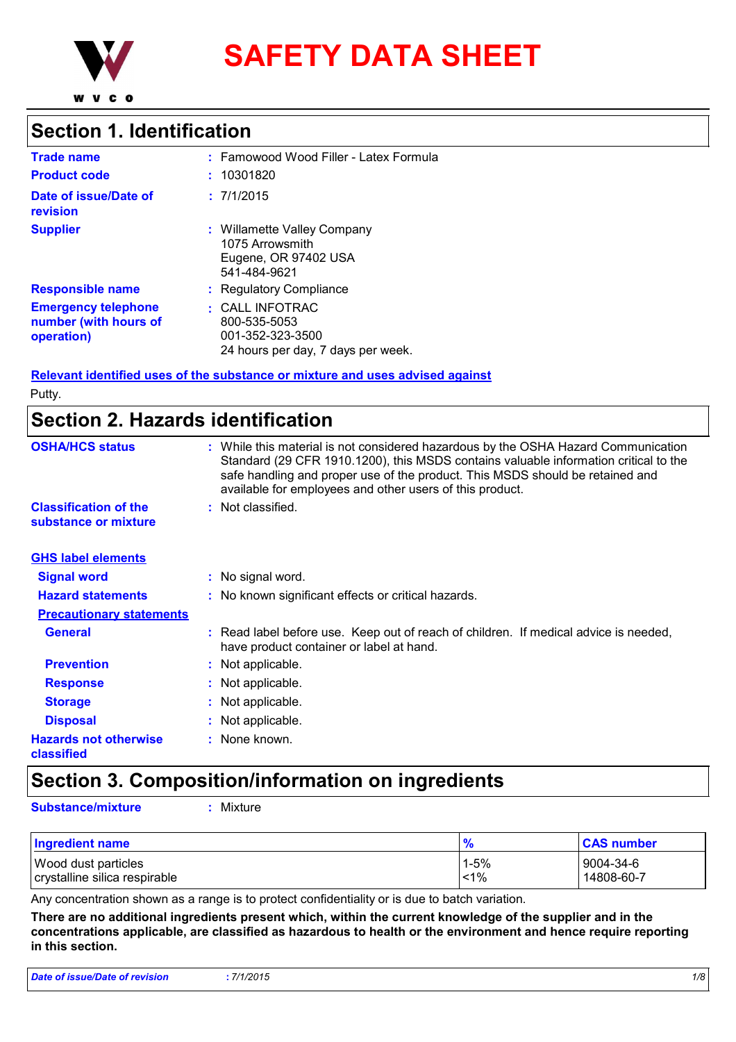# SAFETY DATA SHEET

## Section 1. Identification

**Trade name** : Famowood Wood Filler - Latex Formula

**Product code** : 10301820

**Date of issue/Date of revision** : 7/1/2015

**Supplier** : Willamette Valley Company
1075 Arrowsmith
Eugene, OR 97402 USA
541-484-9621

**Responsible name** : Regulatory Compliance

**Emergency telephone number (with hours of operation)** : CALL INFOTRAC
800-535-5053
001-352-323-3500
24 hours per day, 7 days per week.

**Relevant identified uses of the substance or mixture and uses advised against**

Putty.

## Section 2. Hazards identification

**OSHA/HCS status** : While this material is not considered hazardous by the OSHA Hazard Communication Standard (29 CFR 1910.1200), this MSDS contains valuable information critical to the safe handling and proper use of the product. This MSDS should be retained and available for employees and other users of this product.

**Classification of the substance or mixture** : Not classified.

**GHS label elements**

**Signal word** : No signal word.

**Hazard statements** : No known significant effects or critical hazards.

**Precautionary statements**

**General** : Read label before use. Keep out of reach of children. If medical advice is needed, have product container or label at hand.

**Prevention** : Not applicable.

**Response** : Not applicable.

**Storage** : Not applicable.

**Disposal** : Not applicable.

**Hazards not otherwise classified** : None known.

## Section 3. Composition/information on ingredients

**Substance/mixture** : Mixture

| Ingredient name | % | CAS number |
|---|---|---|
| Wood dust particles | 1-5% | 9004-34-6 |
| crystalline silica respirable | <1% | 14808-60-7 |

Any concentration shown as a range is to protect confidentiality or is due to batch variation.

**There are no additional ingredients present which, within the current knowledge of the supplier and in the concentrations applicable, are classified as hazardous to health or the environment and hence require reporting in this section.**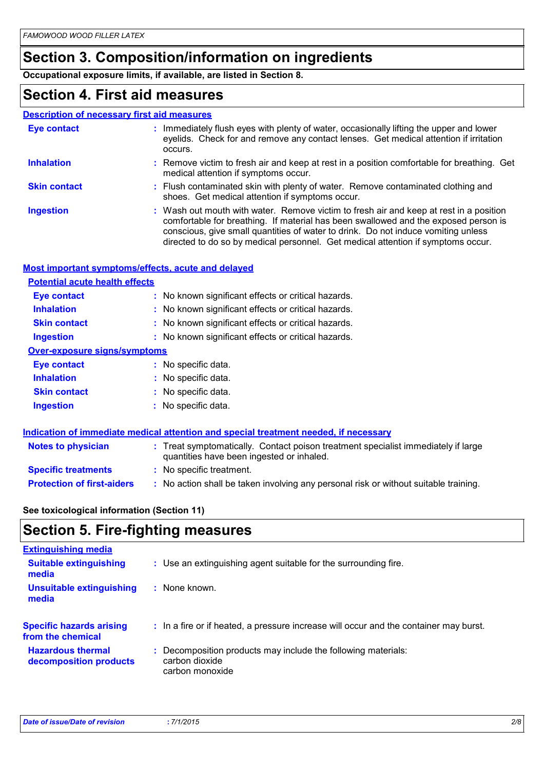## Section 3. Composition/information on ingredients

**Occupational exposure limits, if available, are listed in Section 8.**

## Section 4. First aid measures

### Description of necessary first aid measures

**Eye contact** : Immediately flush eyes with plenty of water, occasionally lifting the upper and lower eyelids. Check for and remove any contact lenses. Get medical attention if irritation occurs.

**Inhalation** : Remove victim to fresh air and keep at rest in a position comfortable for breathing. Get medical attention if symptoms occur.

**Skin contact** : Flush contaminated skin with plenty of water. Remove contaminated clothing and shoes. Get medical attention if symptoms occur.

**Ingestion** : Wash out mouth with water. Remove victim to fresh air and keep at rest in a position comfortable for breathing. If material has been swallowed and the exposed person is conscious, give small quantities of water to drink. Do not induce vomiting unless directed to do so by medical personnel. Get medical attention if symptoms occur.

### Most important symptoms/effects, acute and delayed

#### Potential acute health effects

**Eye contact** : No known significant effects or critical hazards.

**Inhalation** : No known significant effects or critical hazards.

**Skin contact** : No known significant effects or critical hazards.

**Ingestion** : No known significant effects or critical hazards.

#### Over-exposure signs/symptoms

**Eye contact** : No specific data.

**Inhalation** : No specific data.

**Skin contact** : No specific data.

**Ingestion** : No specific data.

### Indication of immediate medical attention and special treatment needed, if necessary

**Notes to physician** : Treat symptomatically. Contact poison treatment specialist immediately if large quantities have been ingested or inhaled.

**Specific treatments** : No specific treatment.

**Protection of first-aiders** : No action shall be taken involving any personal risk or without suitable training.

**See toxicological information (Section 11)**

## Section 5. Fire-fighting measures

### Extinguishing media

**Suitable extinguishing media** : Use an extinguishing agent suitable for the surrounding fire.

**Unsuitable extinguishing media** : None known.

**Specific hazards arising from the chemical** : In a fire or if heated, a pressure increase will occur and the container may burst.

**Hazardous thermal decomposition products** : Decomposition products may include the following materials:
carbon dioxide
carbon monoxide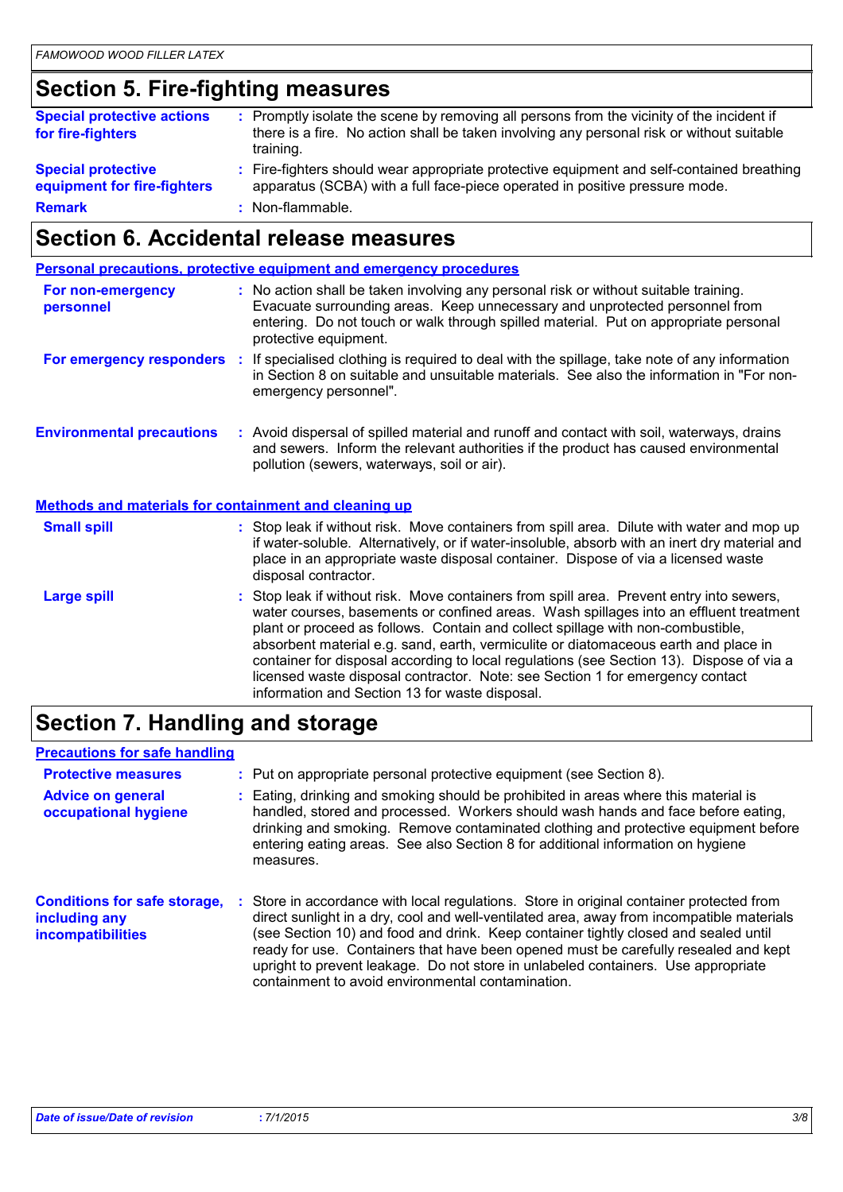## Section 5. Fire-fighting measures

| | |
|---|---|
| **Special protective actions for fire-fighters** | : Promptly isolate the scene by removing all persons from the vicinity of the incident if there is a fire. No action shall be taken involving any personal risk or without suitable training. |
| **Special protective equipment for fire-fighters** | : Fire-fighters should wear appropriate protective equipment and self-contained breathing apparatus (SCBA) with a full face-piece operated in positive pressure mode. |
| **Remark** | : Non-flammable. |

## Section 6. Accidental release measures

### Personal precautions, protective equipment and emergency procedures

| | |
|---|---|
| **For non-emergency personnel** | : No action shall be taken involving any personal risk or without suitable training. Evacuate surrounding areas. Keep unnecessary and unprotected personnel from entering. Do not touch or walk through spilled material. Put on appropriate personal protective equipment. |
| **For emergency responders** | : If specialised clothing is required to deal with the spillage, take note of any information in Section 8 on suitable and unsuitable materials. See also the information in "For non-emergency personnel". |
| **Environmental precautions** | : Avoid dispersal of spilled material and runoff and contact with soil, waterways, drains and sewers. Inform the relevant authorities if the product has caused environmental pollution (sewers, waterways, soil or air). |

### Methods and materials for containment and cleaning up

| | |
|---|---|
| **Small spill** | : Stop leak if without risk. Move containers from spill area. Dilute with water and mop up if water-soluble. Alternatively, or if water-insoluble, absorb with an inert dry material and place in an appropriate waste disposal container. Dispose of via a licensed waste disposal contractor. |
| **Large spill** | : Stop leak if without risk. Move containers from spill area. Prevent entry into sewers, water courses, basements or confined areas. Wash spillages into an effluent treatment plant or proceed as follows. Contain and collect spillage with non-combustible, absorbent material e.g. sand, earth, vermiculite or diatomaceous earth and place in container for disposal according to local regulations (see Section 13). Dispose of via a licensed waste disposal contractor. Note: see Section 1 for emergency contact information and Section 13 for waste disposal. |

## Section 7. Handling and storage

### Precautions for safe handling

| | |
|---|---|
| **Protective measures** | : Put on appropriate personal protective equipment (see Section 8). |
| **Advice on general occupational hygiene** | : Eating, drinking and smoking should be prohibited in areas where this material is handled, stored and processed. Workers should wash hands and face before eating, drinking and smoking. Remove contaminated clothing and protective equipment before entering eating areas. See also Section 8 for additional information on hygiene measures. |
| **Conditions for safe storage, including any incompatibilities** | : Store in accordance with local regulations. Store in original container protected from direct sunlight in a dry, cool and well-ventilated area, away from incompatible materials (see Section 10) and food and drink. Keep container tightly closed and sealed until ready for use. Containers that have been opened must be carefully resealed and kept upright to prevent leakage. Do not store in unlabeled containers. Use appropriate containment to avoid environmental contamination. |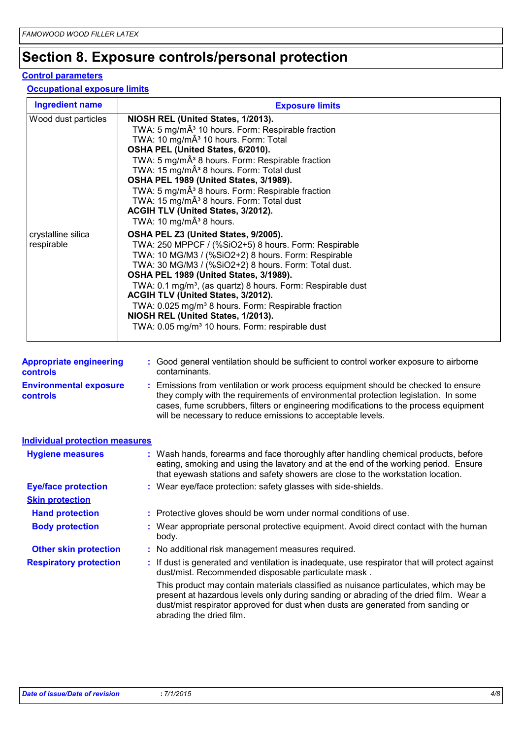# Section 8. Exposure controls/personal protection

## Control parameters

### Occupational exposure limits

| Ingredient name | Exposure limits |
| --- | --- |
| Wood dust particles | **NIOSH REL (United States, 1/2013).**<br>TWA: 5 mg/mÂ³ 10 hours. Form: Respirable fraction<br>TWA: 10 mg/mÂ³ 10 hours. Form: Total<br>**OSHA PEL (United States, 6/2010).**<br>TWA: 5 mg/mÂ³ 8 hours. Form: Respirable fraction<br>TWA: 15 mg/mÂ³ 8 hours. Form: Total dust<br>**OSHA PEL 1989 (United States, 3/1989).**<br>TWA: 5 mg/mÂ³ 8 hours. Form: Respirable fraction<br>TWA: 15 mg/mÂ³ 8 hours. Form: Total dust<br>**ACGIH TLV (United States, 3/2012).**<br>TWA: 10 mg/mÂ³ 8 hours. |
| crystalline silica respirable | **OSHA PEL Z3 (United States, 9/2005).**<br>TWA: 250 MPPCF / (%SiO2+5) 8 hours. Form: Respirable<br>TWA: 10 MG/M3 / (%SiO2+2) 8 hours. Form: Respirable<br>TWA: 30 MG/M3 / (%SiO2+2) 8 hours. Form: Total dust.<br>**OSHA PEL 1989 (United States, 3/1989).**<br>TWA: 0.1 mg/m³, (as quartz) 8 hours. Form: Respirable dust<br>**ACGIH TLV (United States, 3/2012).**<br>TWA: 0.025 mg/m³ 8 hours. Form: Respirable fraction<br>**NIOSH REL (United States, 1/2013).**<br>TWA: 0.05 mg/m³ 10 hours. Form: respirable dust |

**Appropriate engineering controls** : Good general ventilation should be sufficient to control worker exposure to airborne contaminants.

**Environmental exposure controls** : Emissions from ventilation or work process equipment should be checked to ensure they comply with the requirements of environmental protection legislation. In some cases, fume scrubbers, filters or engineering modifications to the process equipment will be necessary to reduce emissions to acceptable levels.

## Individual protection measures

**Hygiene measures** : Wash hands, forearms and face thoroughly after handling chemical products, before eating, smoking and using the lavatory and at the end of the working period. Ensure that eyewash stations and safety showers are close to the workstation location.

**Eye/face protection** : Wear eye/face protection: safety glasses with side-shields.

**Skin protection**

**Hand protection** : Protective gloves should be worn under normal conditions of use.

**Body protection** : Wear appropriate personal protective equipment. Avoid direct contact with the human body.

**Other skin protection** : No additional risk management measures required.

**Respiratory protection** : If dust is generated and ventilation is inadequate, use respirator that will protect against dust/mist. Recommended disposable particulate mask .

This product may contain materials classified as nuisance particulates, which may be present at hazardous levels only during sanding or abrading of the dried film. Wear a dust/mist respirator approved for dust when dusts are generated from sanding or abrading the dried film.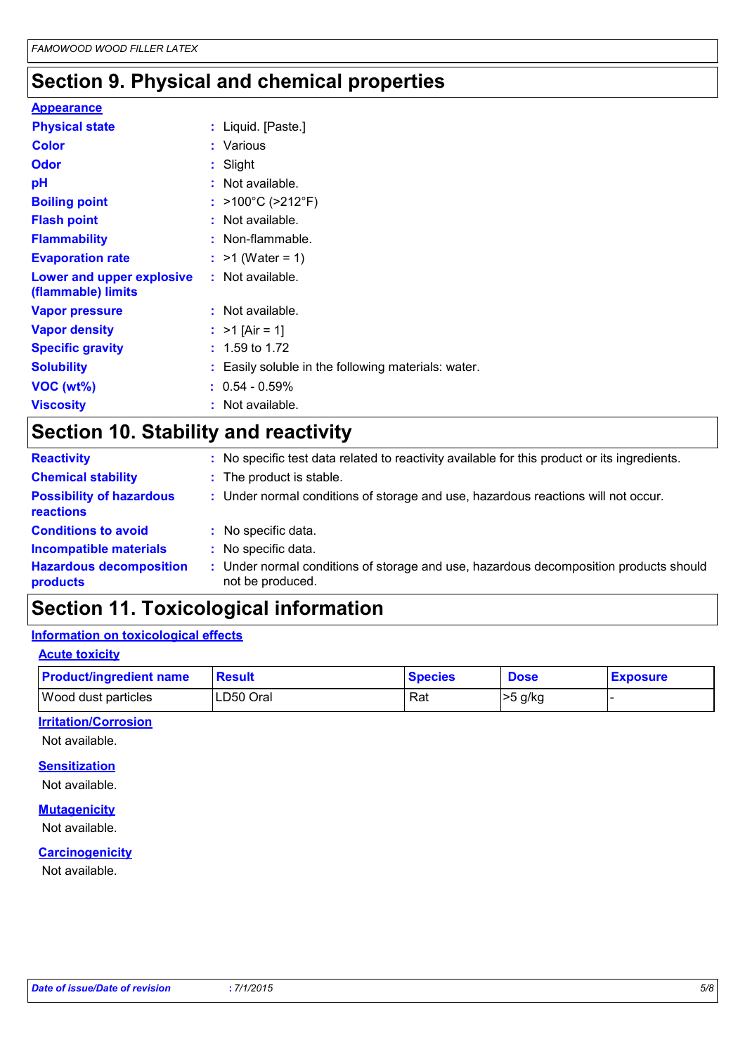## Section 9. Physical and chemical properties

### Appearance

| | |
|---|---|
| **Physical state** | Liquid. [Paste.] |
| **Color** | Various |
| **Odor** | Slight |
| **pH** | Not available. |
| **Boiling point** | >100°C (>212°F) |
| **Flash point** | Not available. |
| **Flammability** | Non-flammable. |
| **Evaporation rate** | >1 (Water = 1) |
| **Lower and upper explosive (flammable) limits** | Not available. |
| **Vapor pressure** | Not available. |
| **Vapor density** | >1 [Air = 1] |
| **Specific gravity** | 1.59 to 1.72 |
| **Solubility** | Easily soluble in the following materials: water. |
| **VOC (wt%)** | 0.54 - 0.59% |
| **Viscosity** | Not available. |

## Section 10. Stability and reactivity

| | |
|---|---|
| **Reactivity** | No specific test data related to reactivity available for this product or its ingredients. |
| **Chemical stability** | The product is stable. |
| **Possibility of hazardous reactions** | Under normal conditions of storage and use, hazardous reactions will not occur. |
| **Conditions to avoid** | No specific data. |
| **Incompatible materials** | No specific data. |
| **Hazardous decomposition products** | Under normal conditions of storage and use, hazardous decomposition products should not be produced. |

## Section 11. Toxicological information

### Information on toxicological effects

#### Acute toxicity

| Product/ingredient name | Result | Species | Dose | Exposure |
|---|---|---|---|---|
| Wood dust particles | LD50 Oral | Rat | >5 g/kg | - |

#### Irritation/Corrosion

Not available.

#### Sensitization

Not available.

#### Mutagenicity

Not available.

#### Carcinogenicity

Not available.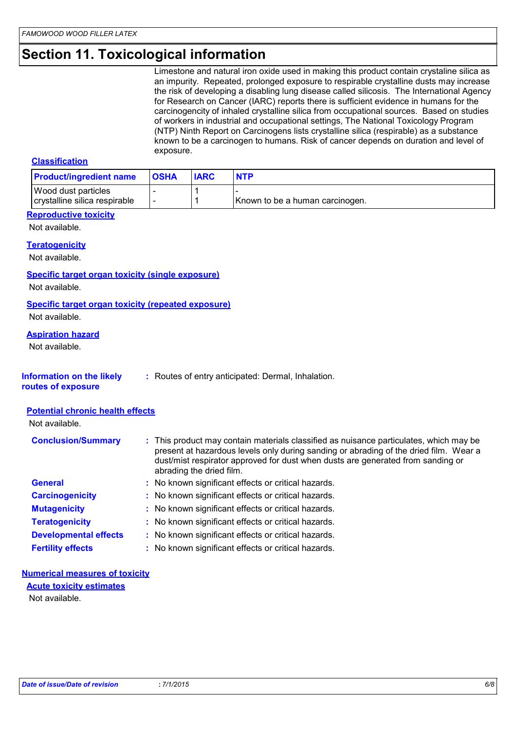# Section 11. Toxicological information

Limestone and natural iron oxide used in making this product contain crystaline silica as an impurity. Repeated, prolonged exposure to respirable crystalline dusts may increase the risk of developing a disabling lung disease called silicosis. The International Agency for Research on Cancer (IARC) reports there is sufficient evidence in humans for the carcinogenicity of inhaled crystalline silica from occupational sources. Based on studies of workers in industrial and occupational settings, The National Toxicology Program (NTP) Ninth Report on Carcinogens lists crystalline silica (respirable) as a substance known to be a carcinogen to humans. Risk of cancer depends on duration and level of exposure.

**Classification**

| Product/ingredient name | OSHA | IARC | NTP |
|---|---|---|---|
| Wood dust particles | - | 1 | - |
| crystalline silica respirable | - | 1 | Known to be a human carcinogen. |

**Reproductive toxicity**

Not available.

**Teratogenicity**

Not available.

**Specific target organ toxicity (single exposure)**

Not available.

**Specific target organ toxicity (repeated exposure)**

Not available.

**Aspiration hazard**

Not available.

**Information on the likely routes of exposure** : Routes of entry anticipated: Dermal, Inhalation.

**Potential chronic health effects**

Not available.

**Conclusion/Summary** : This product may contain materials classified as nuisance particulates, which may be present at hazardous levels only during sanding or abrading of the dried film. Wear a dust/mist respirator approved for dust when dusts are generated from sanding or abrading the dried film.

**General** : No known significant effects or critical hazards.

**Carcinogenicity** : No known significant effects or critical hazards.

**Mutagenicity** : No known significant effects or critical hazards.

**Teratogenicity** : No known significant effects or critical hazards.

**Developmental effects** : No known significant effects or critical hazards.

**Fertility effects** : No known significant effects or critical hazards.

**Numerical measures of toxicity**

**Acute toxicity estimates**

Not available.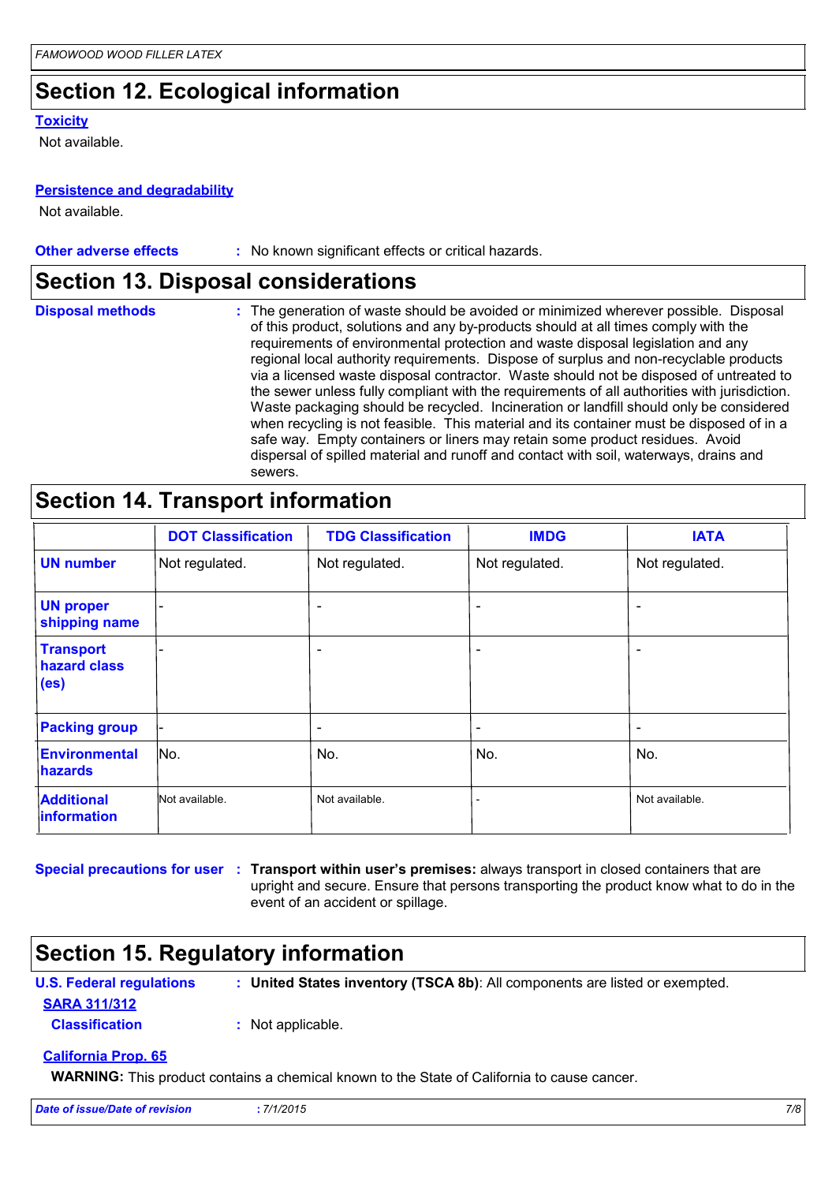## Section 12. Ecological information

**Toxicity**

Not available.

**Persistence and degradability**

Not available.

**Other adverse effects** : No known significant effects or critical hazards.

## Section 13. Disposal considerations

**Disposal methods** : The generation of waste should be avoided or minimized wherever possible. Disposal of this product, solutions and any by-products should at all times comply with the requirements of environmental protection and waste disposal legislation and any regional local authority requirements. Dispose of surplus and non-recyclable products via a licensed waste disposal contractor. Waste should not be disposed of untreated to the sewer unless fully compliant with the requirements of all authorities with jurisdiction. Waste packaging should be recycled. Incineration or landfill should only be considered when recycling is not feasible. This material and its container must be disposed of in a safe way. Empty containers or liners may retain some product residues. Avoid dispersal of spilled material and runoff and contact with soil, waterways, drains and sewers.

## Section 14. Transport information

| | DOT Classification | TDG Classification | IMDG | IATA |
|---|---|---|---|---|
| **UN number** | Not regulated. | Not regulated. | Not regulated. | Not regulated. |
| **UN proper shipping name** | - | - | - | - |
| **Transport hazard class (es)** | - | - | - | - |
| **Packing group** | - | - | - | - |
| **Environmental hazards** | No. | No. | No. | No. |
| **Additional information** | Not available. | Not available. | - | Not available. |

**Special precautions for user** : **Transport within user's premises:** always transport in closed containers that are upright and secure. Ensure that persons transporting the product know what to do in the event of an accident or spillage.

## Section 15. Regulatory information

**U.S. Federal regulations** : **United States inventory (TSCA 8b)**: All components are listed or exempted.

**SARA 311/312**

**Classification** : Not applicable.

**California Prop. 65**

**WARNING:** This product contains a chemical known to the State of California to cause cancer.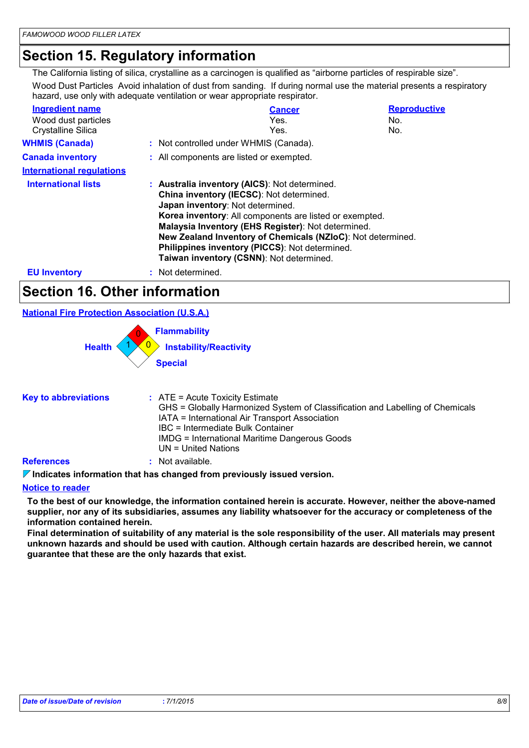## Section 15. Regulatory information

The California listing of silica, crystalline as a carcinogen is qualified as “airborne particles of respirable size”.

Wood Dust Particles Avoid inhalation of dust from sanding. If during normal use the material presents a respiratory hazard, use only with adequate ventilation or wear appropriate respirator.

| Ingredient name | Cancer | Reproductive |
|---|---|---|
| Wood dust particles | Yes. | No. |
| Crystalline Silica | Yes. | No. |

**WHMIS (Canada)** : Not controlled under WHMIS (Canada).

**Canada inventory** : All components are listed or exempted.

**International regulations**

**International lists** :
**Australia inventory (AICS)**: Not determined.
**China inventory (IECSC)**: Not determined.
**Japan inventory**: Not determined.
**Korea inventory**: All components are listed or exempted.
**Malaysia Inventory (EHS Register)**: Not determined.
**New Zealand Inventory of Chemicals (NZIoC)**: Not determined.
**Philippines inventory (PICCS)**: Not determined.
**Taiwan inventory (CSNN)**: Not determined.

**EU Inventory** : Not determined.

## Section 16. Other information

**National Fire Protection Association (U.S.A.)**

Flammability: 0
Health: 1
Instability/Reactivity: 0
Special

**Key to abbreviations** :
ATE = Acute Toxicity Estimate
GHS = Globally Harmonized System of Classification and Labelling of Chemicals
IATA = International Air Transport Association
IBC = Intermediate Bulk Container
IMDG = International Maritime Dangerous Goods
UN = United Nations

**References** : Not available.

**Indicates information that has changed from previously issued version.**

**Notice to reader**

**To the best of our knowledge, the information contained herein is accurate. However, neither the above-named supplier, nor any of its subsidiaries, assumes any liability whatsoever for the accuracy or completeness of the information contained herein.**

**Final determination of suitability of any material is the sole responsibility of the user. All materials may present unknown hazards and should be used with caution. Although certain hazards are described herein, we cannot guarantee that these are the only hazards that exist.**

*Date of issue/Date of revision* : 7/1/2015